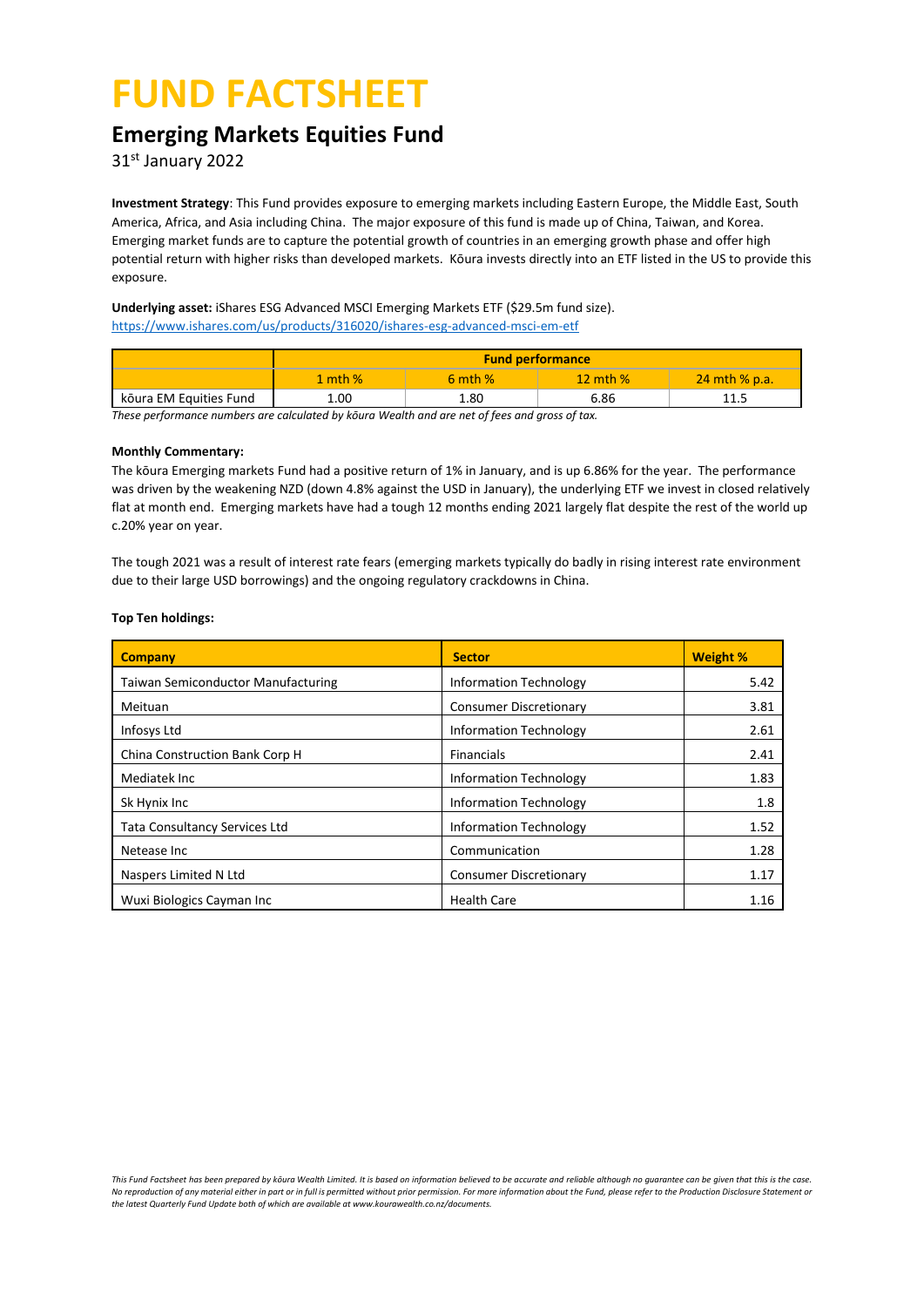# FUND FACTSHEET

## Emerging Markets Equities Fund

31st January 2022

**Investment Strategy**: This Fund provides exposure to emerging markets including Eastern Europe, the Middle East, South America, Africa, and Asia including China. The major exposure of this fund is made up of China, Taiwan, and Korea. Emerging market funds are to capture the potential growth of countries in an emerging growth phase and offer high potential return with higher risks than developed markets. Kōura invests directly into an ETF listed in the US to provide this exposure.

**Underlying asset:** iShares ESG Advanced MSCI Emerging Markets ETF ($29.5m fund size).
https://www.ishares.com/us/products/316020/ishares-esg-advanced-msci-em-etf

| | Fund performance | | | |
|---|---|---|---|---|
| | 1 mth % | 6 mth % | 12 mth % | 24 mth % p.a. |
| kōura EM Equities Fund | 1.00 | 1.80 | 6.86 | 11.5 |

*These performance numbers are calculated by kōura Wealth and are net of fees and gross of tax.*

**Monthly Commentary:**

The kōura Emerging markets Fund had a positive return of 1% in January, and is up 6.86% for the year. The performance was driven by the weakening NZD (down 4.8% against the USD in January), the underlying ETF we invest in closed relatively flat at month end. Emerging markets have had a tough 12 months ending 2021 largely flat despite the rest of the world up c.20% year on year.

The tough 2021 was a result of interest rate fears (emerging markets typically do badly in rising interest rate environment due to their large USD borrowings) and the ongoing regulatory crackdowns in China.

**Top Ten holdings:**

| Company | Sector | Weight % |
|---|---|---|
| Taiwan Semiconductor Manufacturing | Information Technology | 5.42 |
| Meituan | Consumer Discretionary | 3.81 |
| Infosys Ltd | Information Technology | 2.61 |
| China Construction Bank Corp H | Financials | 2.41 |
| Mediatek Inc | Information Technology | 1.83 |
| Sk Hynix Inc | Information Technology | 1.8 |
| Tata Consultancy Services Ltd | Information Technology | 1.52 |
| Netease Inc | Communication | 1.28 |
| Naspers Limited N Ltd | Consumer Discretionary | 1.17 |
| Wuxi Biologics Cayman Inc | Health Care | 1.16 |

*This Fund Factsheet has been prepared by kōura Wealth Limited. It is based on information believed to be accurate and reliable although no guarantee can be given that this is the case. No reproduction of any material either in part or in full is permitted without prior permission. For more information about the Fund, please refer to the Production Disclosure Statement or the latest Quarterly Fund Update both of which are available at www.kourawealth.co.nz/documents.*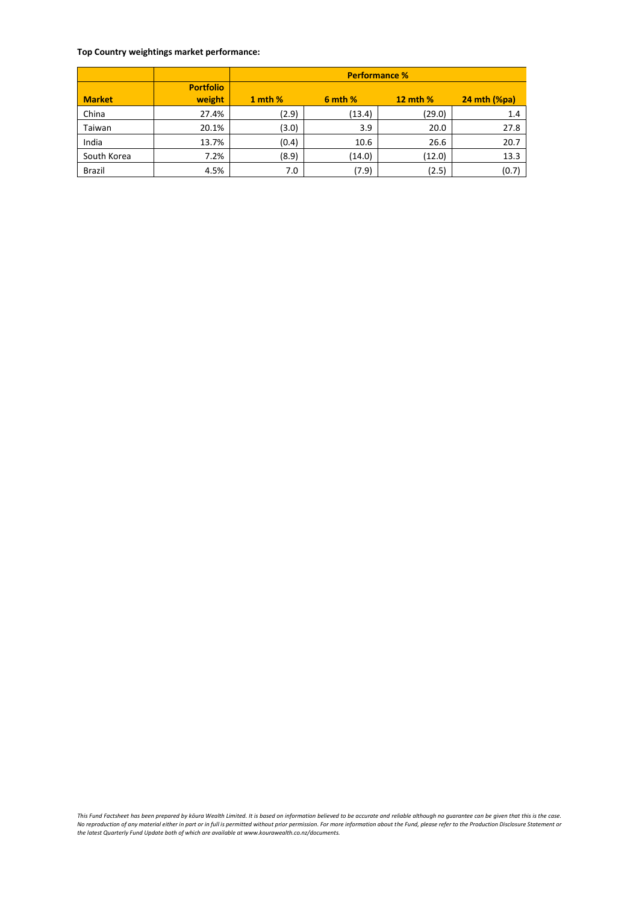**Top Country weightings market performance:**

| | | Performance % | | | |
|---|---|---|---|---|---|
| **Market** | **Portfolio weight** | **1 mth %** | **6 mth %** | **12 mth %** | **24 mth (%pa)** |
| China | 27.4% | (2.9) | (13.4) | (29.0) | 1.4 |
| Taiwan | 20.1% | (3.0) | 3.9 | 20.0 | 27.8 |
| India | 13.7% | (0.4) | 10.6 | 26.6 | 20.7 |
| South Korea | 7.2% | (8.9) | (14.0) | (12.0) | 13.3 |
| Brazil | 4.5% | 7.0 | (7.9) | (2.5) | (0.7) |

*This Fund Factsheet has been prepared by kōura Wealth Limited. It is based on information believed to be accurate and reliable although no guarantee can be given that this is the case. No reproduction of any material either in part or in full is permitted without prior permission. For more information about the Fund, please refer to the Production Disclosure Statement or the latest Quarterly Fund Update both of which are available at www.kourawealth.co.nz/documents.*